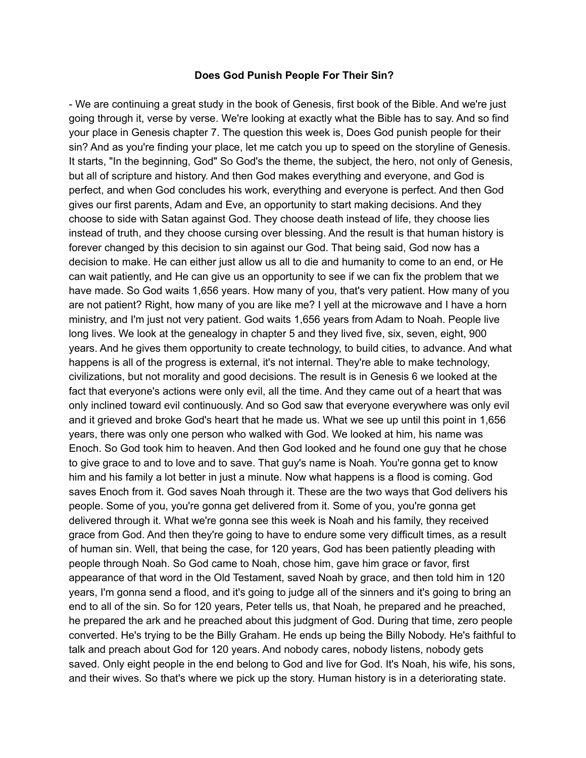# Does God Punish People For Their Sin?

- We are continuing a great study in the book of Genesis, first book of the Bible. And we're just going through it, verse by verse. We're looking at exactly what the Bible has to say. And so find your place in Genesis chapter 7. The question this week is, Does God punish people for their sin? And as you're finding your place, let me catch you up to speed on the storyline of Genesis. It starts, "In the beginning, God" So God's the theme, the subject, the hero, not only of Genesis, but all of scripture and history. And then God makes everything and everyone, and God is perfect, and when God concludes his work, everything and everyone is perfect. And then God gives our first parents, Adam and Eve, an opportunity to start making decisions. And they choose to side with Satan against God. They choose death instead of life, they choose lies instead of truth, and they choose cursing over blessing. And the result is that human history is forever changed by this decision to sin against our God. That being said, God now has a decision to make. He can either just allow us all to die and humanity to come to an end, or He can wait patiently, and He can give us an opportunity to see if we can fix the problem that we have made. So God waits 1,656 years. How many of you, that's very patient. How many of you are not patient? Right, how many of you are like me? I yell at the microwave and I have a horn ministry, and I'm just not very patient. God waits 1,656 years from Adam to Noah. People live long lives. We look at the genealogy in chapter 5 and they lived five, six, seven, eight, 900 years. And he gives them opportunity to create technology, to build cities, to advance. And what happens is all of the progress is external, it's not internal. They're able to make technology, civilizations, but not morality and good decisions. The result is in Genesis 6 we looked at the fact that everyone's actions were only evil, all the time. And they came out of a heart that was only inclined toward evil continuously. And so God saw that everyone everywhere was only evil and it grieved and broke God's heart that he made us. What we see up until this point in 1,656 years, there was only one person who walked with God. We looked at him, his name was Enoch. So God took him to heaven. And then God looked and he found one guy that he chose to give grace to and to love and to save. That guy's name is Noah. You're gonna get to know him and his family a lot better in just a minute. Now what happens is a flood is coming. God saves Enoch from it. God saves Noah through it. These are the two ways that God delivers his people. Some of you, you're gonna get delivered from it. Some of you, you're gonna get delivered through it. What we're gonna see this week is Noah and his family, they received grace from God. And then they're going to have to endure some very difficult times, as a result of human sin. Well, that being the case, for 120 years, God has been patiently pleading with people through Noah. So God came to Noah, chose him, gave him grace or favor, first appearance of that word in the Old Testament, saved Noah by grace, and then told him in 120 years, I'm gonna send a flood, and it's going to judge all of the sinners and it's going to bring an end to all of the sin. So for 120 years, Peter tells us, that Noah, he prepared and he preached, he prepared the ark and he preached about this judgment of God. During that time, zero people converted. He's trying to be the Billy Graham. He ends up being the Billy Nobody. He's faithful to talk and preach about God for 120 years. And nobody cares, nobody listens, nobody gets saved. Only eight people in the end belong to God and live for God. It's Noah, his wife, his sons, and their wives. So that's where we pick up the story. Human history is in a deteriorating state.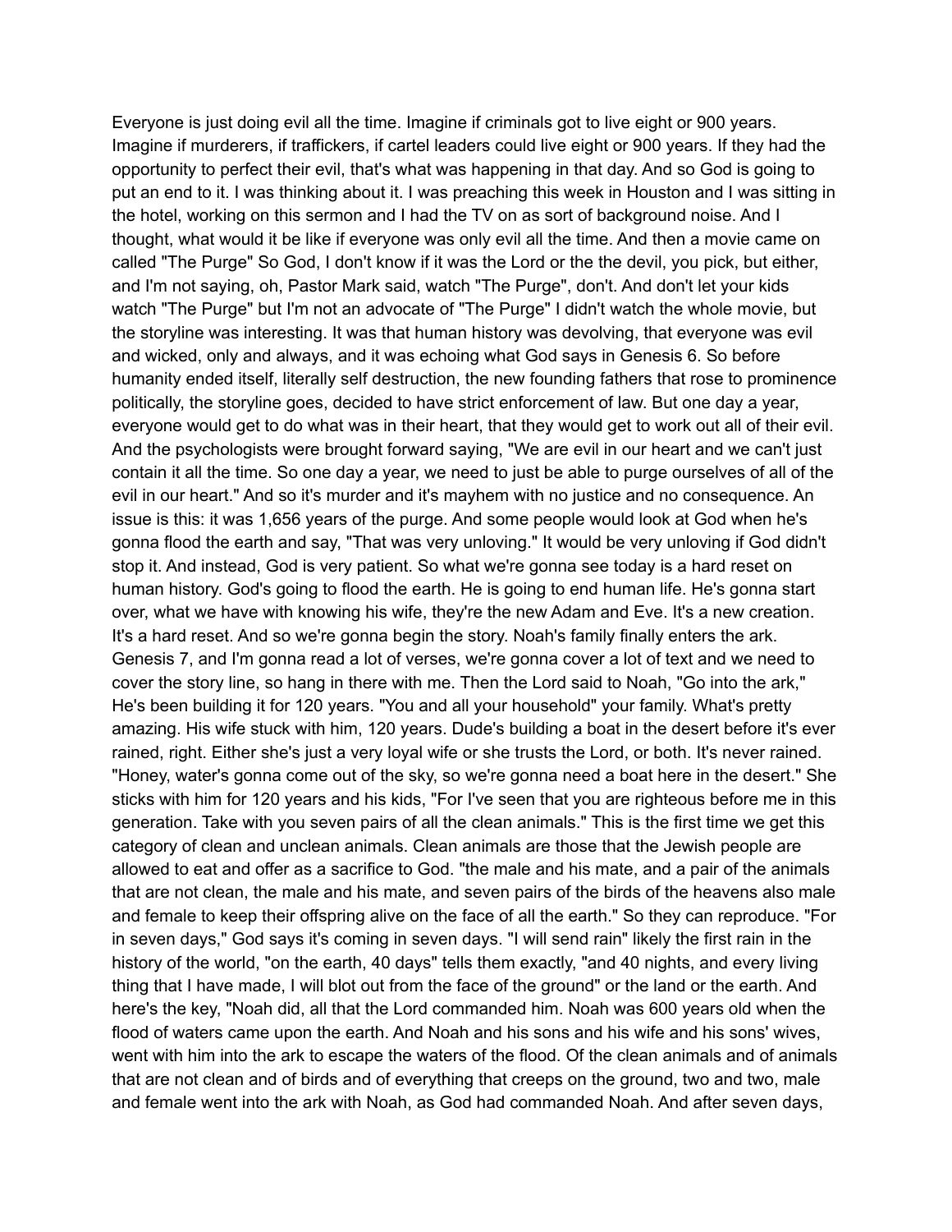Everyone is just doing evil all the time. Imagine if criminals got to live eight or 900 years. Imagine if murderers, if traffickers, if cartel leaders could live eight or 900 years. If they had the opportunity to perfect their evil, that's what was happening in that day. And so God is going to put an end to it. I was thinking about it. I was preaching this week in Houston and I was sitting in the hotel, working on this sermon and I had the TV on as sort of background noise. And I thought, what would it be like if everyone was only evil all the time. And then a movie came on called "The Purge" So God, I don't know if it was the Lord or the the devil, you pick, but either, and I'm not saying, oh, Pastor Mark said, watch "The Purge", don't. And don't let your kids watch "The Purge" but I'm not an advocate of "The Purge" I didn't watch the whole movie, but the storyline was interesting. It was that human history was devolving, that everyone was evil and wicked, only and always, and it was echoing what God says in Genesis 6. So before humanity ended itself, literally self destruction, the new founding fathers that rose to prominence politically, the storyline goes, decided to have strict enforcement of law. But one day a year, everyone would get to do what was in their heart, that they would get to work out all of their evil. And the psychologists were brought forward saying, "We are evil in our heart and we can't just contain it all the time. So one day a year, we need to just be able to purge ourselves of all of the evil in our heart." And so it's murder and it's mayhem with no justice and no consequence. An issue is this: it was 1,656 years of the purge. And some people would look at God when he's gonna flood the earth and say, "That was very unloving." It would be very unloving if God didn't stop it. And instead, God is very patient. So what we're gonna see today is a hard reset on human history. God's going to flood the earth. He is going to end human life. He's gonna start over, what we have with knowing his wife, they're the new Adam and Eve. It's a new creation. It's a hard reset. And so we're gonna begin the story. Noah's family finally enters the ark. Genesis 7, and I'm gonna read a lot of verses, we're gonna cover a lot of text and we need to cover the story line, so hang in there with me. Then the Lord said to Noah, "Go into the ark," He's been building it for 120 years. "You and all your household" your family. What's pretty amazing. His wife stuck with him, 120 years. Dude's building a boat in the desert before it's ever rained, right. Either she's just a very loyal wife or she trusts the Lord, or both. It's never rained. "Honey, water's gonna come out of the sky, so we're gonna need a boat here in the desert." She sticks with him for 120 years and his kids, "For I've seen that you are righteous before me in this generation. Take with you seven pairs of all the clean animals." This is the first time we get this category of clean and unclean animals. Clean animals are those that the Jewish people are allowed to eat and offer as a sacrifice to God. "the male and his mate, and a pair of the animals that are not clean, the male and his mate, and seven pairs of the birds of the heavens also male and female to keep their offspring alive on the face of all the earth." So they can reproduce. "For in seven days," God says it's coming in seven days. "I will send rain" likely the first rain in the history of the world, "on the earth, 40 days" tells them exactly, "and 40 nights, and every living thing that I have made, I will blot out from the face of the ground" or the land or the earth. And here's the key, "Noah did, all that the Lord commanded him. Noah was 600 years old when the flood of waters came upon the earth. And Noah and his sons and his wife and his sons' wives, went with him into the ark to escape the waters of the flood. Of the clean animals and of animals that are not clean and of birds and of everything that creeps on the ground, two and two, male and female went into the ark with Noah, as God had commanded Noah. And after seven days,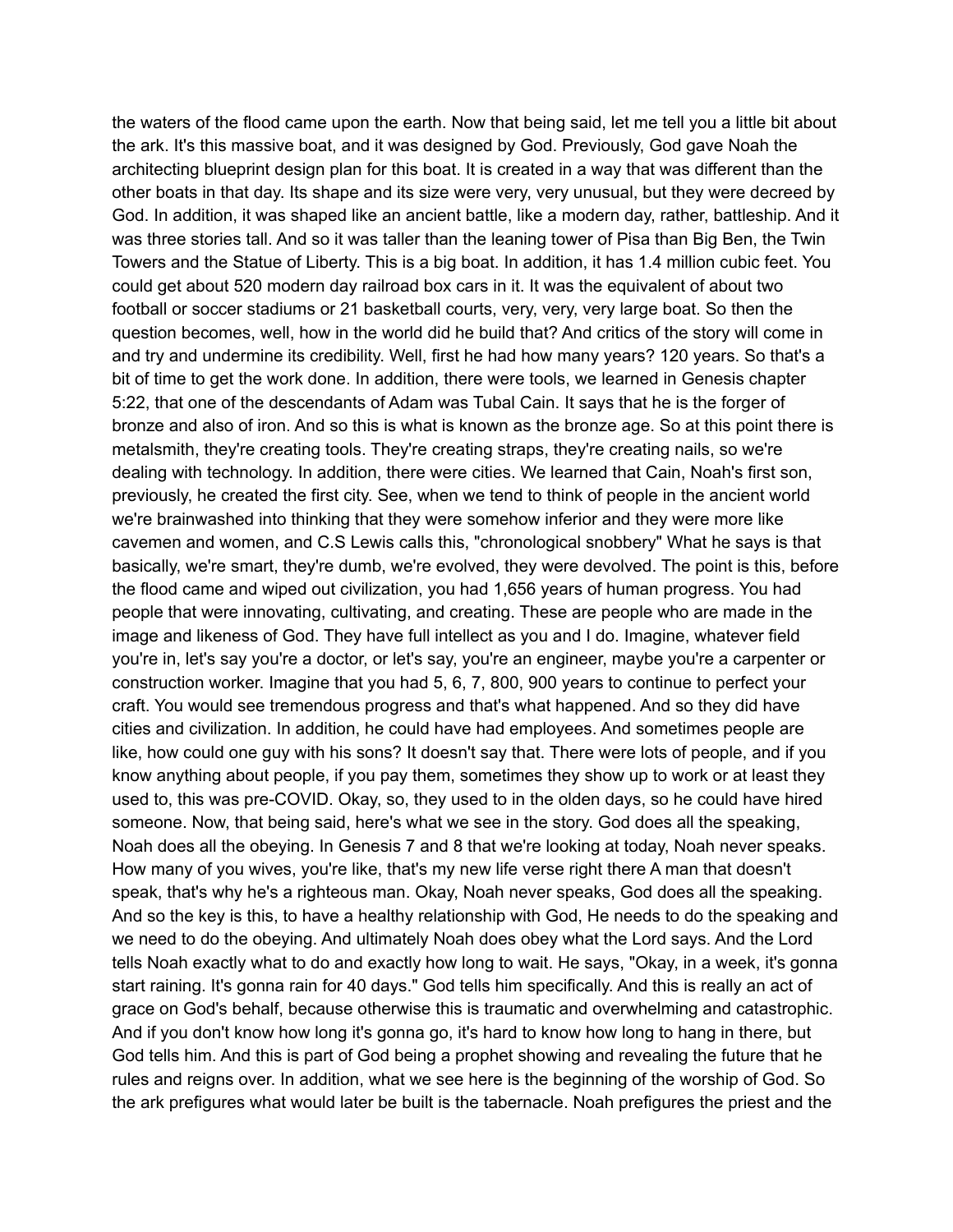the waters of the flood came upon the earth. Now that being said, let me tell you a little bit about the ark. It's this massive boat, and it was designed by God. Previously, God gave Noah the architecting blueprint design plan for this boat. It is created in a way that was different than the other boats in that day. Its shape and its size were very, very unusual, but they were decreed by God. In addition, it was shaped like an ancient battle, like a modern day, rather, battleship. And it was three stories tall. And so it was taller than the leaning tower of Pisa than Big Ben, the Twin Towers and the Statue of Liberty. This is a big boat. In addition, it has 1.4 million cubic feet. You could get about 520 modern day railroad box cars in it. It was the equivalent of about two football or soccer stadiums or 21 basketball courts, very, very, very large boat. So then the question becomes, well, how in the world did he build that? And critics of the story will come in and try and undermine its credibility. Well, first he had how many years? 120 years. So that's a bit of time to get the work done. In addition, there were tools, we learned in Genesis chapter 5:22, that one of the descendants of Adam was Tubal Cain. It says that he is the forger of bronze and also of iron. And so this is what is known as the bronze age. So at this point there is metalsmith, they're creating tools. They're creating straps, they're creating nails, so we're dealing with technology. In addition, there were cities. We learned that Cain, Noah's first son, previously, he created the first city. See, when we tend to think of people in the ancient world we're brainwashed into thinking that they were somehow inferior and they were more like cavemen and women, and C.S Lewis calls this, "chronological snobbery" What he says is that basically, we're smart, they're dumb, we're evolved, they were devolved. The point is this, before the flood came and wiped out civilization, you had 1,656 years of human progress. You had people that were innovating, cultivating, and creating. These are people who are made in the image and likeness of God. They have full intellect as you and I do. Imagine, whatever field you're in, let's say you're a doctor, or let's say, you're an engineer, maybe you're a carpenter or construction worker. Imagine that you had 5, 6, 7, 800, 900 years to continue to perfect your craft. You would see tremendous progress and that's what happened. And so they did have cities and civilization. In addition, he could have had employees. And sometimes people are like, how could one guy with his sons? It doesn't say that. There were lots of people, and if you know anything about people, if you pay them, sometimes they show up to work or at least they used to, this was pre-COVID. Okay, so, they used to in the olden days, so he could have hired someone. Now, that being said, here's what we see in the story. God does all the speaking, Noah does all the obeying. In Genesis 7 and 8 that we're looking at today, Noah never speaks. How many of you wives, you're like, that's my new life verse right there A man that doesn't speak, that's why he's a righteous man. Okay, Noah never speaks, God does all the speaking. And so the key is this, to have a healthy relationship with God, He needs to do the speaking and we need to do the obeying. And ultimately Noah does obey what the Lord says. And the Lord tells Noah exactly what to do and exactly how long to wait. He says, "Okay, in a week, it's gonna start raining. It's gonna rain for 40 days." God tells him specifically. And this is really an act of grace on God's behalf, because otherwise this is traumatic and overwhelming and catastrophic. And if you don't know how long it's gonna go, it's hard to know how long to hang in there, but God tells him. And this is part of God being a prophet showing and revealing the future that he rules and reigns over. In addition, what we see here is the beginning of the worship of God. So the ark prefigures what would later be built is the tabernacle. Noah prefigures the priest and the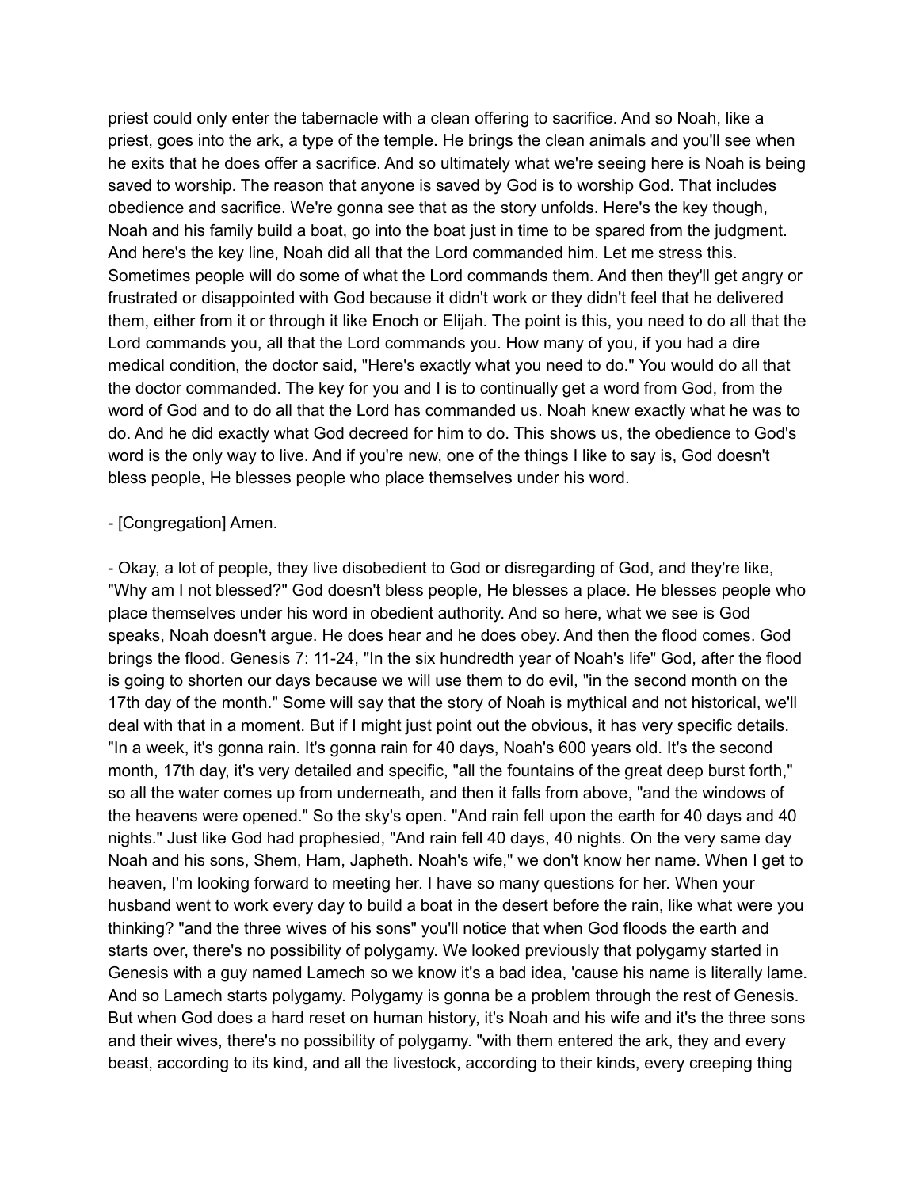priest could only enter the tabernacle with a clean offering to sacrifice. And so Noah, like a priest, goes into the ark, a type of the temple. He brings the clean animals and you'll see when he exits that he does offer a sacrifice. And so ultimately what we're seeing here is Noah is being saved to worship. The reason that anyone is saved by God is to worship God. That includes obedience and sacrifice. We're gonna see that as the story unfolds. Here's the key though, Noah and his family build a boat, go into the boat just in time to be spared from the judgment. And here's the key line, Noah did all that the Lord commanded him. Let me stress this. Sometimes people will do some of what the Lord commands them. And then they'll get angry or frustrated or disappointed with God because it didn't work or they didn't feel that he delivered them, either from it or through it like Enoch or Elijah. The point is this, you need to do all that the Lord commands you, all that the Lord commands you. How many of you, if you had a dire medical condition, the doctor said, "Here's exactly what you need to do." You would do all that the doctor commanded. The key for you and I is to continually get a word from God, from the word of God and to do all that the Lord has commanded us. Noah knew exactly what he was to do. And he did exactly what God decreed for him to do. This shows us, the obedience to God's word is the only way to live. And if you're new, one of the things I like to say is, God doesn't bless people, He blesses people who place themselves under his word.

- [Congregation] Amen.

- Okay, a lot of people, they live disobedient to God or disregarding of God, and they're like, "Why am I not blessed?" God doesn't bless people, He blesses a place. He blesses people who place themselves under his word in obedient authority. And so here, what we see is God speaks, Noah doesn't argue. He does hear and he does obey. And then the flood comes. God brings the flood. Genesis 7: 11-24, "In the six hundredth year of Noah's life" God, after the flood is going to shorten our days because we will use them to do evil, "in the second month on the 17th day of the month." Some will say that the story of Noah is mythical and not historical, we'll deal with that in a moment. But if I might just point out the obvious, it has very specific details. "In a week, it's gonna rain. It's gonna rain for 40 days, Noah's 600 years old. It's the second month, 17th day, it's very detailed and specific, "all the fountains of the great deep burst forth," so all the water comes up from underneath, and then it falls from above, "and the windows of the heavens were opened." So the sky's open. "And rain fell upon the earth for 40 days and 40 nights." Just like God had prophesied, "And rain fell 40 days, 40 nights. On the very same day Noah and his sons, Shem, Ham, Japheth. Noah's wife," we don't know her name. When I get to heaven, I'm looking forward to meeting her. I have so many questions for her. When your husband went to work every day to build a boat in the desert before the rain, like what were you thinking? "and the three wives of his sons" you'll notice that when God floods the earth and starts over, there's no possibility of polygamy. We looked previously that polygamy started in Genesis with a guy named Lamech so we know it's a bad idea, 'cause his name is literally lame. And so Lamech starts polygamy. Polygamy is gonna be a problem through the rest of Genesis. But when God does a hard reset on human history, it's Noah and his wife and it's the three sons and their wives, there's no possibility of polygamy. "with them entered the ark, they and every beast, according to its kind, and all the livestock, according to their kinds, every creeping thing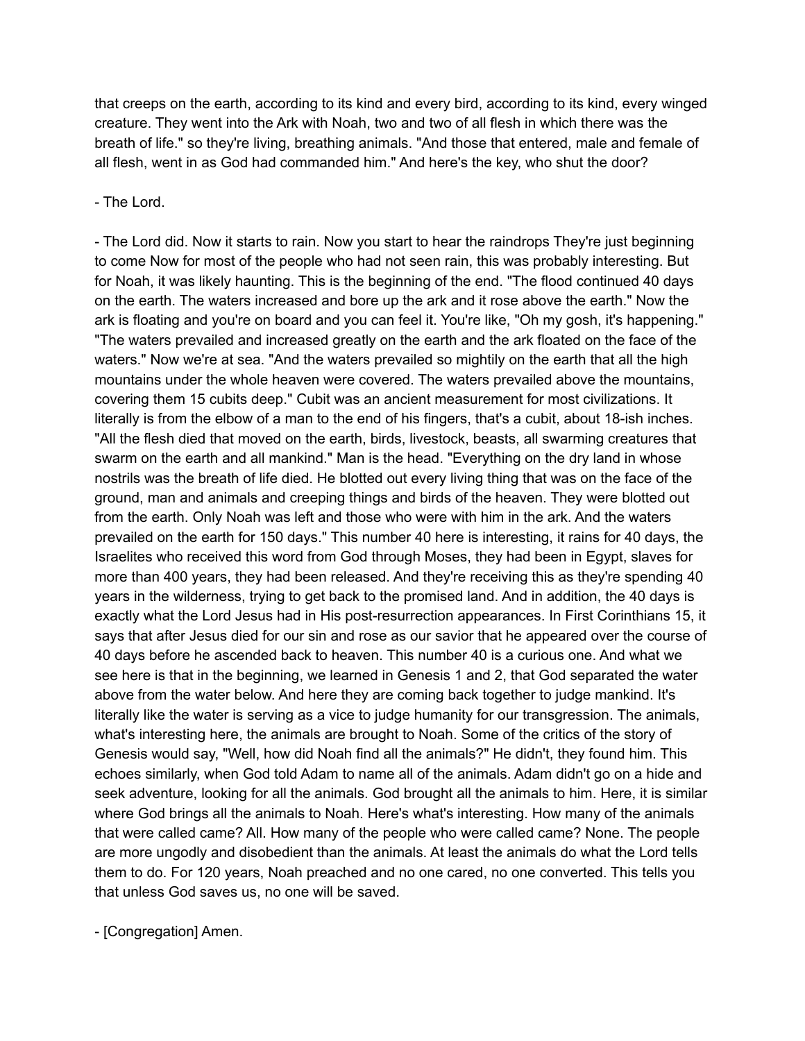that creeps on the earth, according to its kind and every bird, according to its kind, every winged creature. They went into the Ark with Noah, two and two of all flesh in which there was the breath of life." so they're living, breathing animals. "And those that entered, male and female of all flesh, went in as God had commanded him." And here's the key, who shut the door?

- The Lord.

- The Lord did. Now it starts to rain. Now you start to hear the raindrops They're just beginning to come Now for most of the people who had not seen rain, this was probably interesting. But for Noah, it was likely haunting. This is the beginning of the end. "The flood continued 40 days on the earth. The waters increased and bore up the ark and it rose above the earth." Now the ark is floating and you're on board and you can feel it. You're like, "Oh my gosh, it's happening." "The waters prevailed and increased greatly on the earth and the ark floated on the face of the waters." Now we're at sea. "And the waters prevailed so mightily on the earth that all the high mountains under the whole heaven were covered. The waters prevailed above the mountains, covering them 15 cubits deep." Cubit was an ancient measurement for most civilizations. It literally is from the elbow of a man to the end of his fingers, that's a cubit, about 18-ish inches. "All the flesh died that moved on the earth, birds, livestock, beasts, all swarming creatures that swarm on the earth and all mankind." Man is the head. "Everything on the dry land in whose nostrils was the breath of life died. He blotted out every living thing that was on the face of the ground, man and animals and creeping things and birds of the heaven. They were blotted out from the earth. Only Noah was left and those who were with him in the ark. And the waters prevailed on the earth for 150 days." This number 40 here is interesting, it rains for 40 days, the Israelites who received this word from God through Moses, they had been in Egypt, slaves for more than 400 years, they had been released. And they're receiving this as they're spending 40 years in the wilderness, trying to get back to the promised land. And in addition, the 40 days is exactly what the Lord Jesus had in His post-resurrection appearances. In First Corinthians 15, it says that after Jesus died for our sin and rose as our savior that he appeared over the course of 40 days before he ascended back to heaven. This number 40 is a curious one. And what we see here is that in the beginning, we learned in Genesis 1 and 2, that God separated the water above from the water below. And here they are coming back together to judge mankind. It's literally like the water is serving as a vice to judge humanity for our transgression. The animals, what's interesting here, the animals are brought to Noah. Some of the critics of the story of Genesis would say, "Well, how did Noah find all the animals?" He didn't, they found him. This echoes similarly, when God told Adam to name all of the animals. Adam didn't go on a hide and seek adventure, looking for all the animals. God brought all the animals to him. Here, it is similar where God brings all the animals to Noah. Here's what's interesting. How many of the animals that were called came? All. How many of the people who were called came? None. The people are more ungodly and disobedient than the animals. At least the animals do what the Lord tells them to do. For 120 years, Noah preached and no one cared, no one converted. This tells you that unless God saves us, no one will be saved.

- [Congregation] Amen.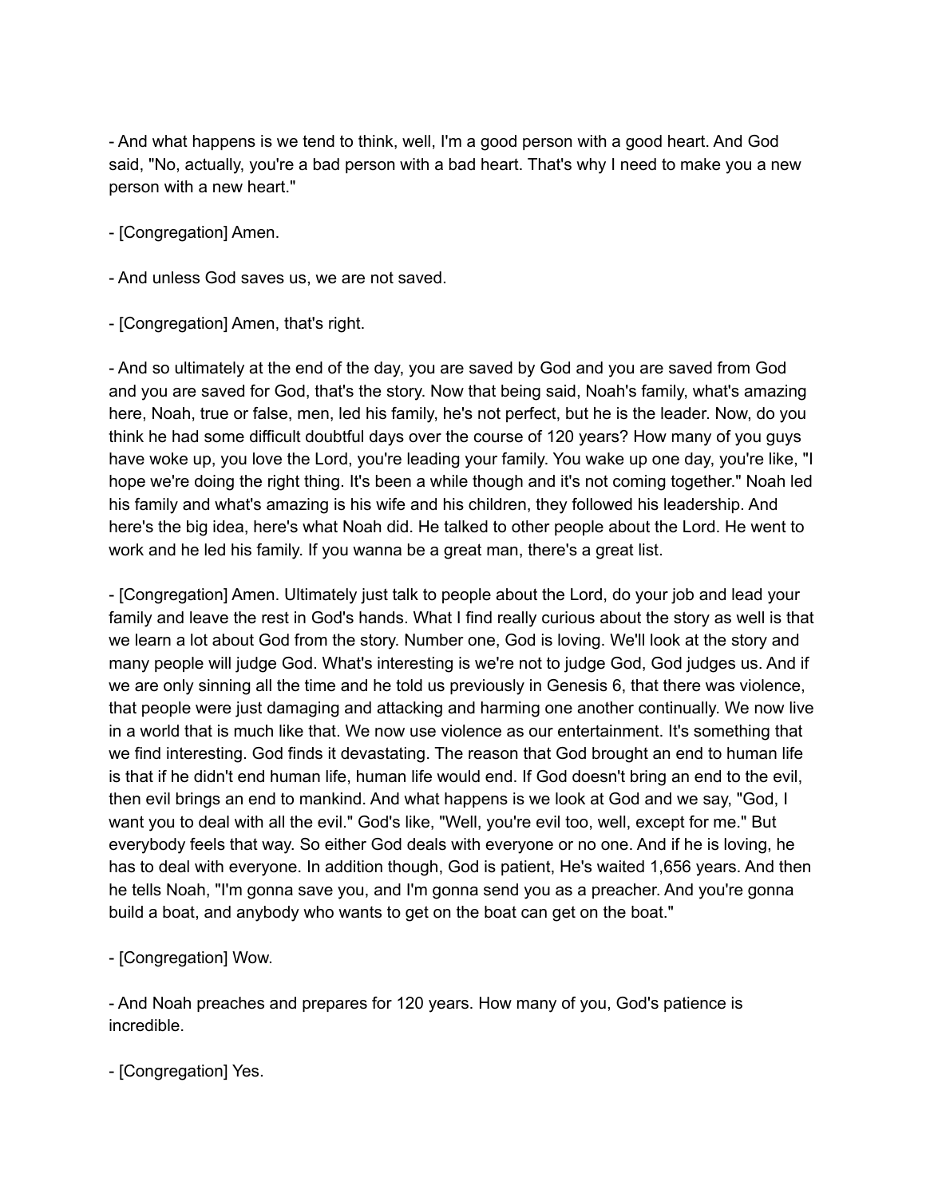- And what happens is we tend to think, well, I'm a good person with a good heart. And God said, "No, actually, you're a bad person with a bad heart. That's why I need to make you a new person with a new heart."

- [Congregation] Amen.

- And unless God saves us, we are not saved.

- [Congregation] Amen, that's right.

- And so ultimately at the end of the day, you are saved by God and you are saved from God and you are saved for God, that's the story. Now that being said, Noah's family, what's amazing here, Noah, true or false, men, led his family, he's not perfect, but he is the leader. Now, do you think he had some difficult doubtful days over the course of 120 years? How many of you guys have woke up, you love the Lord, you're leading your family. You wake up one day, you're like, "I hope we're doing the right thing. It's been a while though and it's not coming together." Noah led his family and what's amazing is his wife and his children, they followed his leadership. And here's the big idea, here's what Noah did. He talked to other people about the Lord. He went to work and he led his family. If you wanna be a great man, there's a great list.

- [Congregation] Amen. Ultimately just talk to people about the Lord, do your job and lead your family and leave the rest in God's hands. What I find really curious about the story as well is that we learn a lot about God from the story. Number one, God is loving. We'll look at the story and many people will judge God. What's interesting is we're not to judge God, God judges us. And if we are only sinning all the time and he told us previously in Genesis 6, that there was violence, that people were just damaging and attacking and harming one another continually. We now live in a world that is much like that. We now use violence as our entertainment. It's something that we find interesting. God finds it devastating. The reason that God brought an end to human life is that if he didn't end human life, human life would end. If God doesn't bring an end to the evil, then evil brings an end to mankind. And what happens is we look at God and we say, "God, I want you to deal with all the evil." God's like, "Well, you're evil too, well, except for me." But everybody feels that way. So either God deals with everyone or no one. And if he is loving, he has to deal with everyone. In addition though, God is patient, He's waited 1,656 years. And then he tells Noah, "I'm gonna save you, and I'm gonna send you as a preacher. And you're gonna build a boat, and anybody who wants to get on the boat can get on the boat."

- [Congregation] Wow.

- And Noah preaches and prepares for 120 years. How many of you, God's patience is incredible.

- [Congregation] Yes.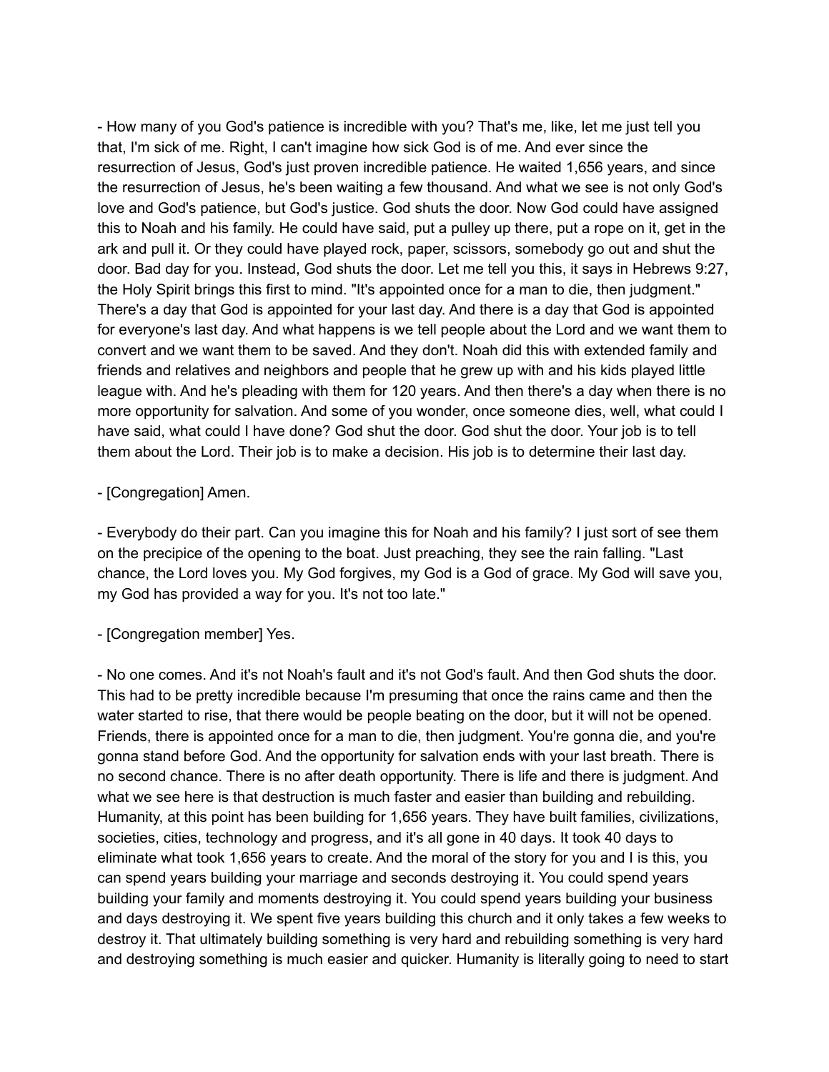- How many of you God's patience is incredible with you? That's me, like, let me just tell you that, I'm sick of me. Right, I can't imagine how sick God is of me. And ever since the resurrection of Jesus, God's just proven incredible patience. He waited 1,656 years, and since the resurrection of Jesus, he's been waiting a few thousand. And what we see is not only God's love and God's patience, but God's justice. God shuts the door. Now God could have assigned this to Noah and his family. He could have said, put a pulley up there, put a rope on it, get in the ark and pull it. Or they could have played rock, paper, scissors, somebody go out and shut the door. Bad day for you. Instead, God shuts the door. Let me tell you this, it says in Hebrews 9:27, the Holy Spirit brings this first to mind. "It's appointed once for a man to die, then judgment." There's a day that God is appointed for your last day. And there is a day that God is appointed for everyone's last day. And what happens is we tell people about the Lord and we want them to convert and we want them to be saved. And they don't. Noah did this with extended family and friends and relatives and neighbors and people that he grew up with and his kids played little league with. And he's pleading with them for 120 years. And then there's a day when there is no more opportunity for salvation. And some of you wonder, once someone dies, well, what could I have said, what could I have done? God shut the door. God shut the door. Your job is to tell them about the Lord. Their job is to make a decision. His job is to determine their last day.

- [Congregation] Amen.

- Everybody do their part. Can you imagine this for Noah and his family? I just sort of see them on the precipice of the opening to the boat. Just preaching, they see the rain falling. "Last chance, the Lord loves you. My God forgives, my God is a God of grace. My God will save you, my God has provided a way for you. It's not too late."

- [Congregation member] Yes.

- No one comes. And it's not Noah's fault and it's not God's fault. And then God shuts the door. This had to be pretty incredible because I'm presuming that once the rains came and then the water started to rise, that there would be people beating on the door, but it will not be opened. Friends, there is appointed once for a man to die, then judgment. You're gonna die, and you're gonna stand before God. And the opportunity for salvation ends with your last breath. There is no second chance. There is no after death opportunity. There is life and there is judgment. And what we see here is that destruction is much faster and easier than building and rebuilding. Humanity, at this point has been building for 1,656 years. They have built families, civilizations, societies, cities, technology and progress, and it's all gone in 40 days. It took 40 days to eliminate what took 1,656 years to create. And the moral of the story for you and I is this, you can spend years building your marriage and seconds destroying it. You could spend years building your family and moments destroying it. You could spend years building your business and days destroying it. We spent five years building this church and it only takes a few weeks to destroy it. That ultimately building something is very hard and rebuilding something is very hard and destroying something is much easier and quicker. Humanity is literally going to need to start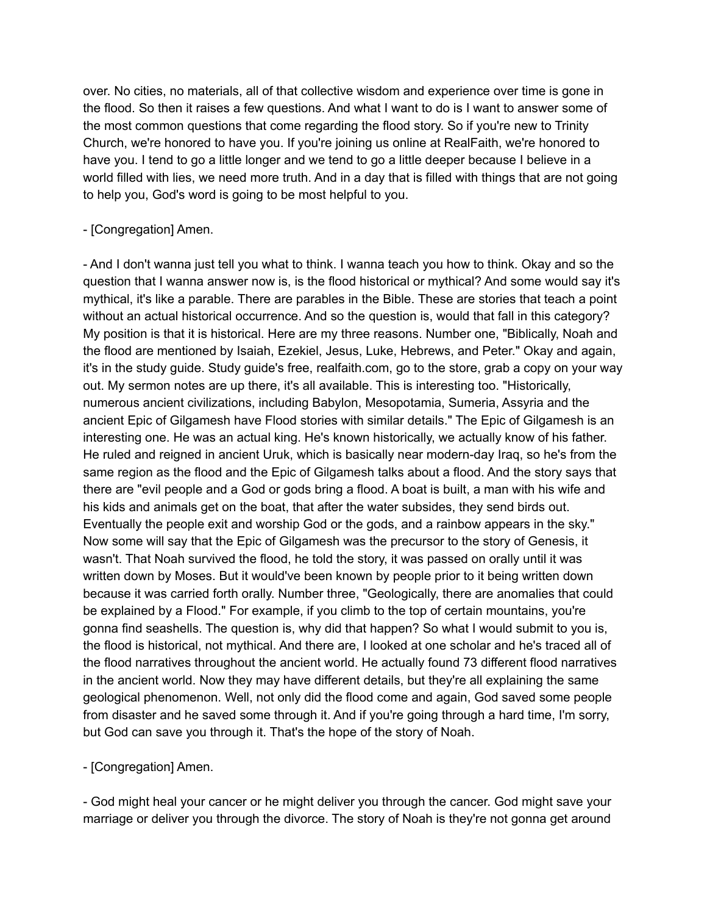over. No cities, no materials, all of that collective wisdom and experience over time is gone in the flood. So then it raises a few questions. And what I want to do is I want to answer some of the most common questions that come regarding the flood story. So if you're new to Trinity Church, we're honored to have you. If you're joining us online at RealFaith, we're honored to have you. I tend to go a little longer and we tend to go a little deeper because I believe in a world filled with lies, we need more truth. And in a day that is filled with things that are not going to help you, God's word is going to be most helpful to you.

- [Congregation] Amen.

- And I don't wanna just tell you what to think. I wanna teach you how to think. Okay and so the question that I wanna answer now is, is the flood historical or mythical? And some would say it's mythical, it's like a parable. There are parables in the Bible. These are stories that teach a point without an actual historical occurrence. And so the question is, would that fall in this category? My position is that it is historical. Here are my three reasons. Number one, "Biblically, Noah and the flood are mentioned by Isaiah, Ezekiel, Jesus, Luke, Hebrews, and Peter." Okay and again, it's in the study guide. Study guide's free, realfaith.com, go to the store, grab a copy on your way out. My sermon notes are up there, it's all available. This is interesting too. "Historically, numerous ancient civilizations, including Babylon, Mesopotamia, Sumeria, Assyria and the ancient Epic of Gilgamesh have Flood stories with similar details." The Epic of Gilgamesh is an interesting one. He was an actual king. He's known historically, we actually know of his father. He ruled and reigned in ancient Uruk, which is basically near modern-day Iraq, so he's from the same region as the flood and the Epic of Gilgamesh talks about a flood. And the story says that there are "evil people and a God or gods bring a flood. A boat is built, a man with his wife and his kids and animals get on the boat, that after the water subsides, they send birds out. Eventually the people exit and worship God or the gods, and a rainbow appears in the sky." Now some will say that the Epic of Gilgamesh was the precursor to the story of Genesis, it wasn't. That Noah survived the flood, he told the story, it was passed on orally until it was written down by Moses. But it would've been known by people prior to it being written down because it was carried forth orally. Number three, "Geologically, there are anomalies that could be explained by a Flood." For example, if you climb to the top of certain mountains, you're gonna find seashells. The question is, why did that happen? So what I would submit to you is, the flood is historical, not mythical. And there are, I looked at one scholar and he's traced all of the flood narratives throughout the ancient world. He actually found 73 different flood narratives in the ancient world. Now they may have different details, but they're all explaining the same geological phenomenon. Well, not only did the flood come and again, God saved some people from disaster and he saved some through it. And if you're going through a hard time, I'm sorry, but God can save you through it. That's the hope of the story of Noah.

- [Congregation] Amen.

- God might heal your cancer or he might deliver you through the cancer. God might save your marriage or deliver you through the divorce. The story of Noah is they're not gonna get around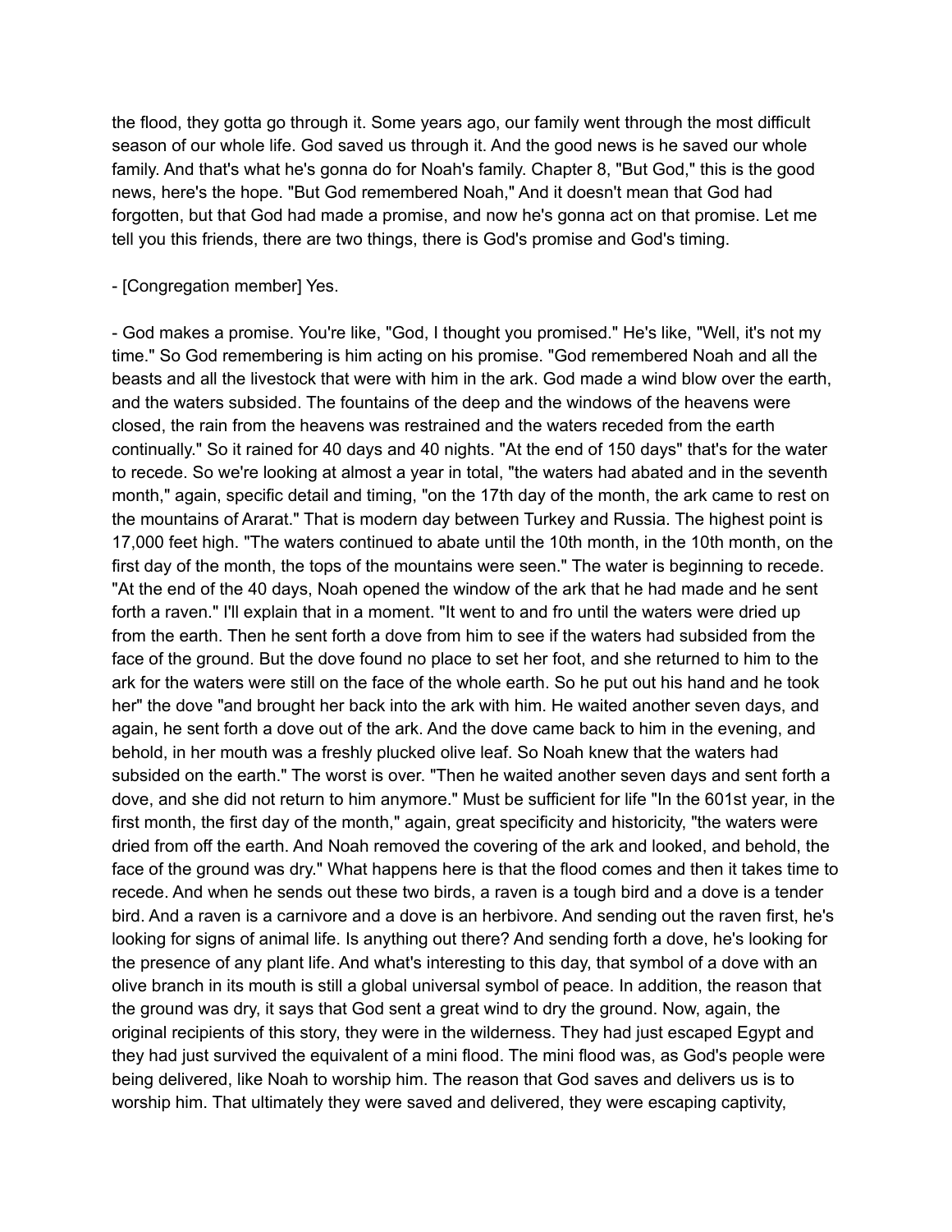the flood, they gotta go through it. Some years ago, our family went through the most difficult season of our whole life. God saved us through it. And the good news is he saved our whole family. And that's what he's gonna do for Noah's family. Chapter 8, "But God," this is the good news, here's the hope. "But God remembered Noah," And it doesn't mean that God had forgotten, but that God had made a promise, and now he's gonna act on that promise. Let me tell you this friends, there are two things, there is God's promise and God's timing.

- [Congregation member] Yes.

- God makes a promise. You're like, "God, I thought you promised." He's like, "Well, it's not my time." So God remembering is him acting on his promise. "God remembered Noah and all the beasts and all the livestock that were with him in the ark. God made a wind blow over the earth, and the waters subsided. The fountains of the deep and the windows of the heavens were closed, the rain from the heavens was restrained and the waters receded from the earth continually." So it rained for 40 days and 40 nights. "At the end of 150 days" that's for the water to recede. So we're looking at almost a year in total, "the waters had abated and in the seventh month," again, specific detail and timing, "on the 17th day of the month, the ark came to rest on the mountains of Ararat." That is modern day between Turkey and Russia. The highest point is 17,000 feet high. "The waters continued to abate until the 10th month, in the 10th month, on the first day of the month, the tops of the mountains were seen." The water is beginning to recede. "At the end of the 40 days, Noah opened the window of the ark that he had made and he sent forth a raven." I'll explain that in a moment. "It went to and fro until the waters were dried up from the earth. Then he sent forth a dove from him to see if the waters had subsided from the face of the ground. But the dove found no place to set her foot, and she returned to him to the ark for the waters were still on the face of the whole earth. So he put out his hand and he took her" the dove "and brought her back into the ark with him. He waited another seven days, and again, he sent forth a dove out of the ark. And the dove came back to him in the evening, and behold, in her mouth was a freshly plucked olive leaf. So Noah knew that the waters had subsided on the earth." The worst is over. "Then he waited another seven days and sent forth a dove, and she did not return to him anymore." Must be sufficient for life "In the 601st year, in the first month, the first day of the month," again, great specificity and historicity, "the waters were dried from off the earth. And Noah removed the covering of the ark and looked, and behold, the face of the ground was dry." What happens here is that the flood comes and then it takes time to recede. And when he sends out these two birds, a raven is a tough bird and a dove is a tender bird. And a raven is a carnivore and a dove is an herbivore. And sending out the raven first, he's looking for signs of animal life. Is anything out there? And sending forth a dove, he's looking for the presence of any plant life. And what's interesting to this day, that symbol of a dove with an olive branch in its mouth is still a global universal symbol of peace. In addition, the reason that the ground was dry, it says that God sent a great wind to dry the ground. Now, again, the original recipients of this story, they were in the wilderness. They had just escaped Egypt and they had just survived the equivalent of a mini flood. The mini flood was, as God's people were being delivered, like Noah to worship him. The reason that God saves and delivers us is to worship him. That ultimately they were saved and delivered, they were escaping captivity,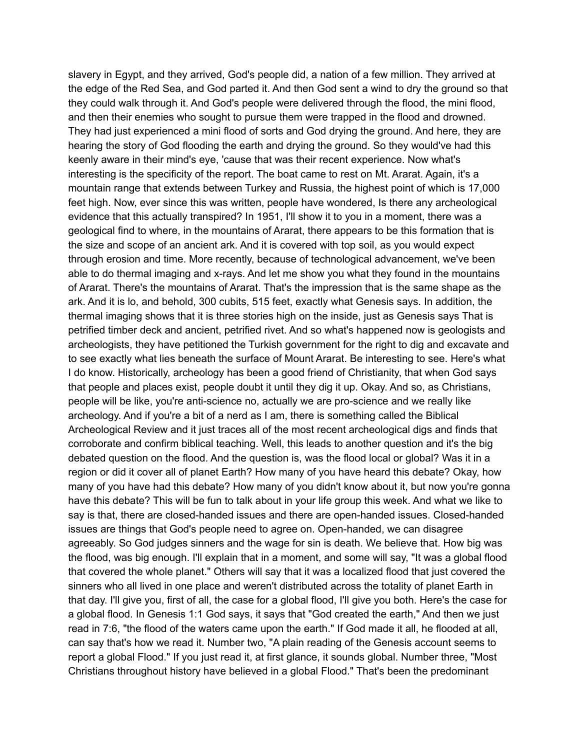slavery in Egypt, and they arrived, God's people did, a nation of a few million. They arrived at the edge of the Red Sea, and God parted it. And then God sent a wind to dry the ground so that they could walk through it. And God's people were delivered through the flood, the mini flood, and then their enemies who sought to pursue them were trapped in the flood and drowned. They had just experienced a mini flood of sorts and God drying the ground. And here, they are hearing the story of God flooding the earth and drying the ground. So they would've had this keenly aware in their mind's eye, 'cause that was their recent experience. Now what's interesting is the specificity of the report. The boat came to rest on Mt. Ararat. Again, it's a mountain range that extends between Turkey and Russia, the highest point of which is 17,000 feet high. Now, ever since this was written, people have wondered, Is there any archeological evidence that this actually transpired? In 1951, I'll show it to you in a moment, there was a geological find to where, in the mountains of Ararat, there appears to be this formation that is the size and scope of an ancient ark. And it is covered with top soil, as you would expect through erosion and time. More recently, because of technological advancement, we've been able to do thermal imaging and x-rays. And let me show you what they found in the mountains of Ararat. There's the mountains of Ararat. That's the impression that is the same shape as the ark. And it is lo, and behold, 300 cubits, 515 feet, exactly what Genesis says. In addition, the thermal imaging shows that it is three stories high on the inside, just as Genesis says That is petrified timber deck and ancient, petrified rivet. And so what's happened now is geologists and archeologists, they have petitioned the Turkish government for the right to dig and excavate and to see exactly what lies beneath the surface of Mount Ararat. Be interesting to see. Here's what I do know. Historically, archeology has been a good friend of Christianity, that when God says that people and places exist, people doubt it until they dig it up. Okay. And so, as Christians, people will be like, you're anti-science no, actually we are pro-science and we really like archeology. And if you're a bit of a nerd as I am, there is something called the Biblical Archeological Review and it just traces all of the most recent archeological digs and finds that corroborate and confirm biblical teaching. Well, this leads to another question and it's the big debated question on the flood. And the question is, was the flood local or global? Was it in a region or did it cover all of planet Earth? How many of you have heard this debate? Okay, how many of you have had this debate? How many of you didn't know about it, but now you're gonna have this debate? This will be fun to talk about in your life group this week. And what we like to say is that, there are closed-handed issues and there are open-handed issues. Closed-handed issues are things that God's people need to agree on. Open-handed, we can disagree agreeably. So God judges sinners and the wage for sin is death. We believe that. How big was the flood, was big enough. I'll explain that in a moment, and some will say, "It was a global flood that covered the whole planet." Others will say that it was a localized flood that just covered the sinners who all lived in one place and weren't distributed across the totality of planet Earth in that day. I'll give you, first of all, the case for a global flood, I'll give you both. Here's the case for a global flood. In Genesis 1:1 God says, it says that "God created the earth," And then we just read in 7:6, "the flood of the waters came upon the earth." If God made it all, he flooded at all, can say that's how we read it. Number two, "A plain reading of the Genesis account seems to report a global Flood." If you just read it, at first glance, it sounds global. Number three, "Most Christians throughout history have believed in a global Flood." That's been the predominant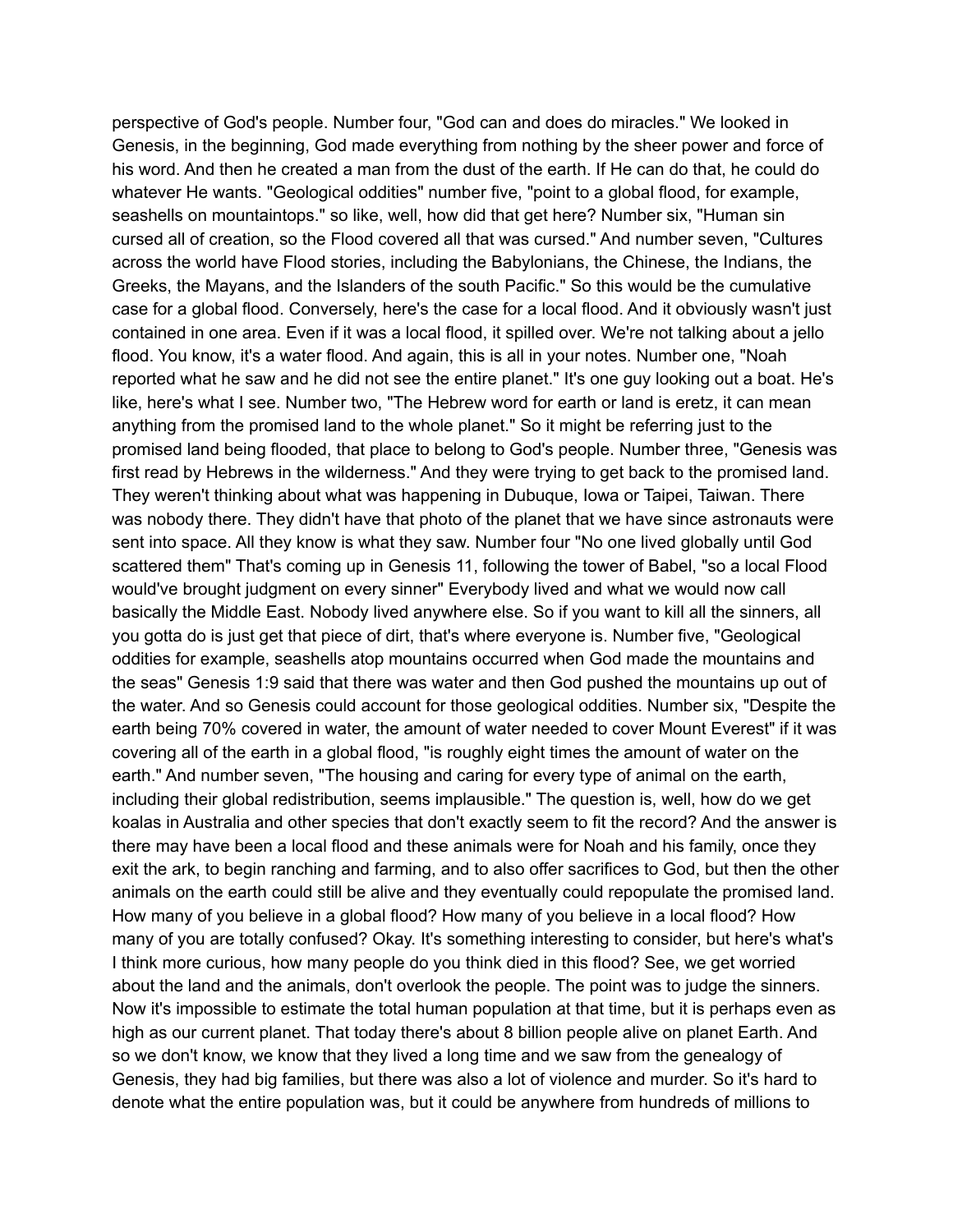perspective of God's people. Number four, "God can and does do miracles." We looked in Genesis, in the beginning, God made everything from nothing by the sheer power and force of his word. And then he created a man from the dust of the earth. If He can do that, he could do whatever He wants. "Geological oddities" number five, "point to a global flood, for example, seashells on mountaintops." so like, well, how did that get here? Number six, "Human sin cursed all of creation, so the Flood covered all that was cursed." And number seven, "Cultures across the world have Flood stories, including the Babylonians, the Chinese, the Indians, the Greeks, the Mayans, and the Islanders of the south Pacific." So this would be the cumulative case for a global flood. Conversely, here's the case for a local flood. And it obviously wasn't just contained in one area. Even if it was a local flood, it spilled over. We're not talking about a jello flood. You know, it's a water flood. And again, this is all in your notes. Number one, "Noah reported what he saw and he did not see the entire planet." It's one guy looking out a boat. He's like, here's what I see. Number two, "The Hebrew word for earth or land is eretz, it can mean anything from the promised land to the whole planet." So it might be referring just to the promised land being flooded, that place to belong to God's people. Number three, "Genesis was first read by Hebrews in the wilderness." And they were trying to get back to the promised land. They weren't thinking about what was happening in Dubuque, Iowa or Taipei, Taiwan. There was nobody there. They didn't have that photo of the planet that we have since astronauts were sent into space. All they know is what they saw. Number four "No one lived globally until God scattered them" That's coming up in Genesis 11, following the tower of Babel, "so a local Flood would've brought judgment on every sinner" Everybody lived and what we would now call basically the Middle East. Nobody lived anywhere else. So if you want to kill all the sinners, all you gotta do is just get that piece of dirt, that's where everyone is. Number five, "Geological oddities for example, seashells atop mountains occurred when God made the mountains and the seas" Genesis 1:9 said that there was water and then God pushed the mountains up out of the water. And so Genesis could account for those geological oddities. Number six, "Despite the earth being 70% covered in water, the amount of water needed to cover Mount Everest" if it was covering all of the earth in a global flood, "is roughly eight times the amount of water on the earth." And number seven, "The housing and caring for every type of animal on the earth, including their global redistribution, seems implausible." The question is, well, how do we get koalas in Australia and other species that don't exactly seem to fit the record? And the answer is there may have been a local flood and these animals were for Noah and his family, once they exit the ark, to begin ranching and farming, and to also offer sacrifices to God, but then the other animals on the earth could still be alive and they eventually could repopulate the promised land. How many of you believe in a global flood? How many of you believe in a local flood? How many of you are totally confused? Okay. It's something interesting to consider, but here's what's I think more curious, how many people do you think died in this flood? See, we get worried about the land and the animals, don't overlook the people. The point was to judge the sinners. Now it's impossible to estimate the total human population at that time, but it is perhaps even as high as our current planet. That today there's about 8 billion people alive on planet Earth. And so we don't know, we know that they lived a long time and we saw from the genealogy of Genesis, they had big families, but there was also a lot of violence and murder. So it's hard to denote what the entire population was, but it could be anywhere from hundreds of millions to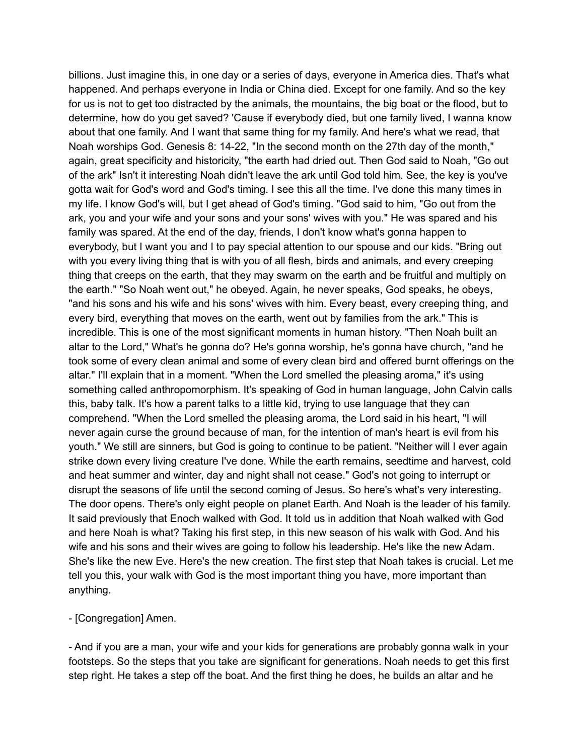billions. Just imagine this, in one day or a series of days, everyone in America dies. That's what happened. And perhaps everyone in India or China died. Except for one family. And so the key for us is not to get too distracted by the animals, the mountains, the big boat or the flood, but to determine, how do you get saved? 'Cause if everybody died, but one family lived, I wanna know about that one family. And I want that same thing for my family. And here's what we read, that Noah worships God. Genesis 8: 14-22, "In the second month on the 27th day of the month," again, great specificity and historicity, "the earth had dried out. Then God said to Noah, "Go out of the ark" Isn't it interesting Noah didn't leave the ark until God told him. See, the key is you've gotta wait for God's word and God's timing. I see this all the time. I've done this many times in my life. I know God's will, but I get ahead of God's timing. "God said to him, "Go out from the ark, you and your wife and your sons and your sons' wives with you." He was spared and his family was spared. At the end of the day, friends, I don't know what's gonna happen to everybody, but I want you and I to pay special attention to our spouse and our kids. "Bring out with you every living thing that is with you of all flesh, birds and animals, and every creeping thing that creeps on the earth, that they may swarm on the earth and be fruitful and multiply on the earth." "So Noah went out," he obeyed. Again, he never speaks, God speaks, he obeys, "and his sons and his wife and his sons' wives with him. Every beast, every creeping thing, and every bird, everything that moves on the earth, went out by families from the ark." This is incredible. This is one of the most significant moments in human history. "Then Noah built an altar to the Lord," What's he gonna do? He's gonna worship, he's gonna have church, "and he took some of every clean animal and some of every clean bird and offered burnt offerings on the altar." I'll explain that in a moment. "When the Lord smelled the pleasing aroma," it's using something called anthropomorphism. It's speaking of God in human language, John Calvin calls this, baby talk. It's how a parent talks to a little kid, trying to use language that they can comprehend. "When the Lord smelled the pleasing aroma, the Lord said in his heart, "I will never again curse the ground because of man, for the intention of man's heart is evil from his youth." We still are sinners, but God is going to continue to be patient. "Neither will I ever again strike down every living creature I've done. While the earth remains, seedtime and harvest, cold and heat summer and winter, day and night shall not cease." God's not going to interrupt or disrupt the seasons of life until the second coming of Jesus. So here's what's very interesting. The door opens. There's only eight people on planet Earth. And Noah is the leader of his family. It said previously that Enoch walked with God. It told us in addition that Noah walked with God and here Noah is what? Taking his first step, in this new season of his walk with God. And his wife and his sons and their wives are going to follow his leadership. He's like the new Adam. She's like the new Eve. Here's the new creation. The first step that Noah takes is crucial. Let me tell you this, your walk with God is the most important thing you have, more important than anything.

- [Congregation] Amen.

- And if you are a man, your wife and your kids for generations are probably gonna walk in your footsteps. So the steps that you take are significant for generations. Noah needs to get this first step right. He takes a step off the boat. And the first thing he does, he builds an altar and he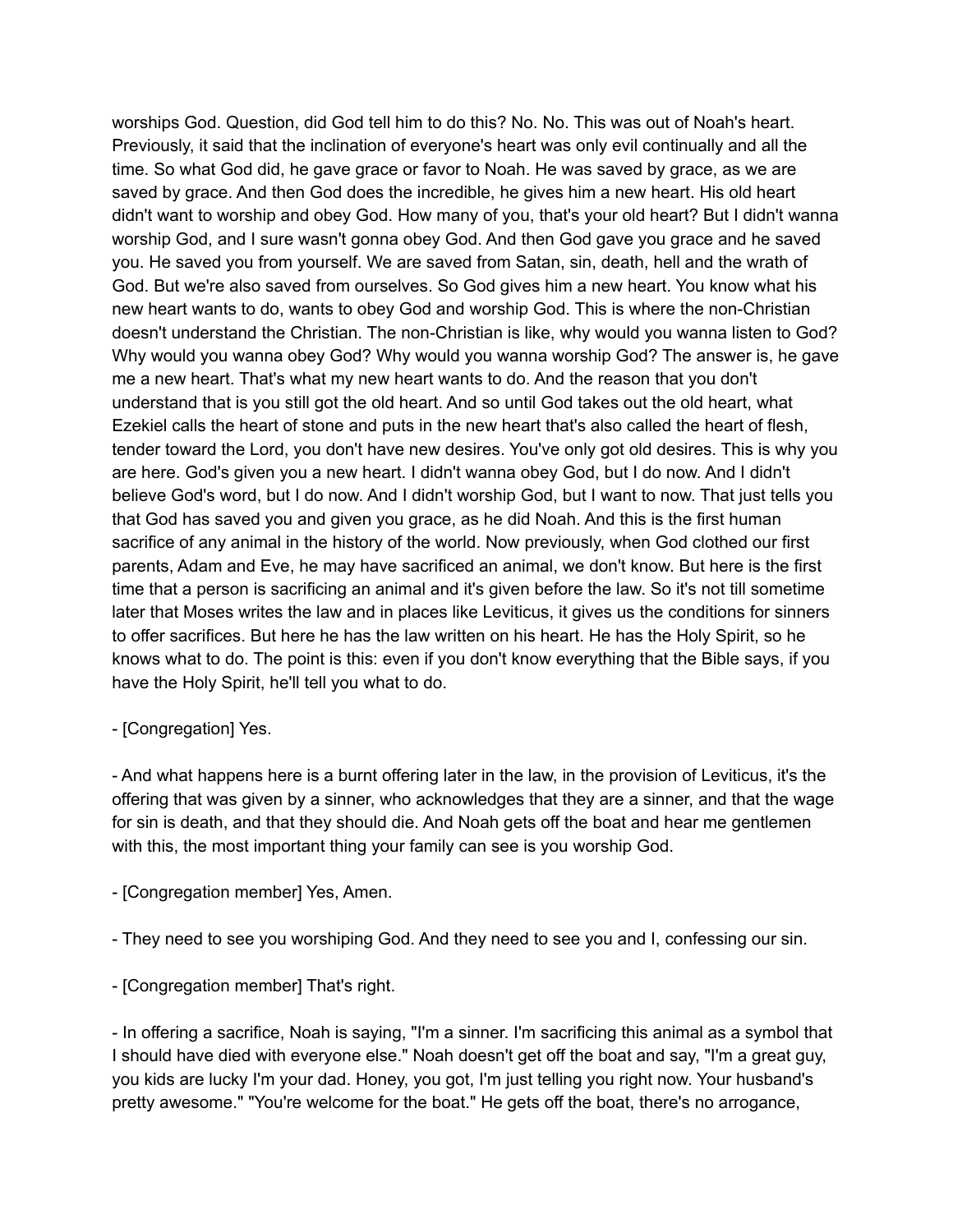worships God. Question, did God tell him to do this? No. No. This was out of Noah's heart. Previously, it said that the inclination of everyone's heart was only evil continually and all the time. So what God did, he gave grace or favor to Noah. He was saved by grace, as we are saved by grace. And then God does the incredible, he gives him a new heart. His old heart didn't want to worship and obey God. How many of you, that's your old heart? But I didn't wanna worship God, and I sure wasn't gonna obey God. And then God gave you grace and he saved you. He saved you from yourself. We are saved from Satan, sin, death, hell and the wrath of God. But we're also saved from ourselves. So God gives him a new heart. You know what his new heart wants to do, wants to obey God and worship God. This is where the non-Christian doesn't understand the Christian. The non-Christian is like, why would you wanna listen to God? Why would you wanna obey God? Why would you wanna worship God? The answer is, he gave me a new heart. That's what my new heart wants to do. And the reason that you don't understand that is you still got the old heart. And so until God takes out the old heart, what Ezekiel calls the heart of stone and puts in the new heart that's also called the heart of flesh, tender toward the Lord, you don't have new desires. You've only got old desires. This is why you are here. God's given you a new heart. I didn't wanna obey God, but I do now. And I didn't believe God's word, but I do now. And I didn't worship God, but I want to now. That just tells you that God has saved you and given you grace, as he did Noah. And this is the first human sacrifice of any animal in the history of the world. Now previously, when God clothed our first parents, Adam and Eve, he may have sacrificed an animal, we don't know. But here is the first time that a person is sacrificing an animal and it's given before the law. So it's not till sometime later that Moses writes the law and in places like Leviticus, it gives us the conditions for sinners to offer sacrifices. But here he has the law written on his heart. He has the Holy Spirit, so he knows what to do. The point is this: even if you don't know everything that the Bible says, if you have the Holy Spirit, he'll tell you what to do.

- [Congregation] Yes.

- And what happens here is a burnt offering later in the law, in the provision of Leviticus, it's the offering that was given by a sinner, who acknowledges that they are a sinner, and that the wage for sin is death, and that they should die. And Noah gets off the boat and hear me gentlemen with this, the most important thing your family can see is you worship God.

- [Congregation member] Yes, Amen.

- They need to see you worshiping God. And they need to see you and I, confessing our sin.

- [Congregation member] That's right.

- In offering a sacrifice, Noah is saying, "I'm a sinner. I'm sacrificing this animal as a symbol that I should have died with everyone else." Noah doesn't get off the boat and say, "I'm a great guy, you kids are lucky I'm your dad. Honey, you got, I'm just telling you right now. Your husband's pretty awesome." "You're welcome for the boat." He gets off the boat, there's no arrogance,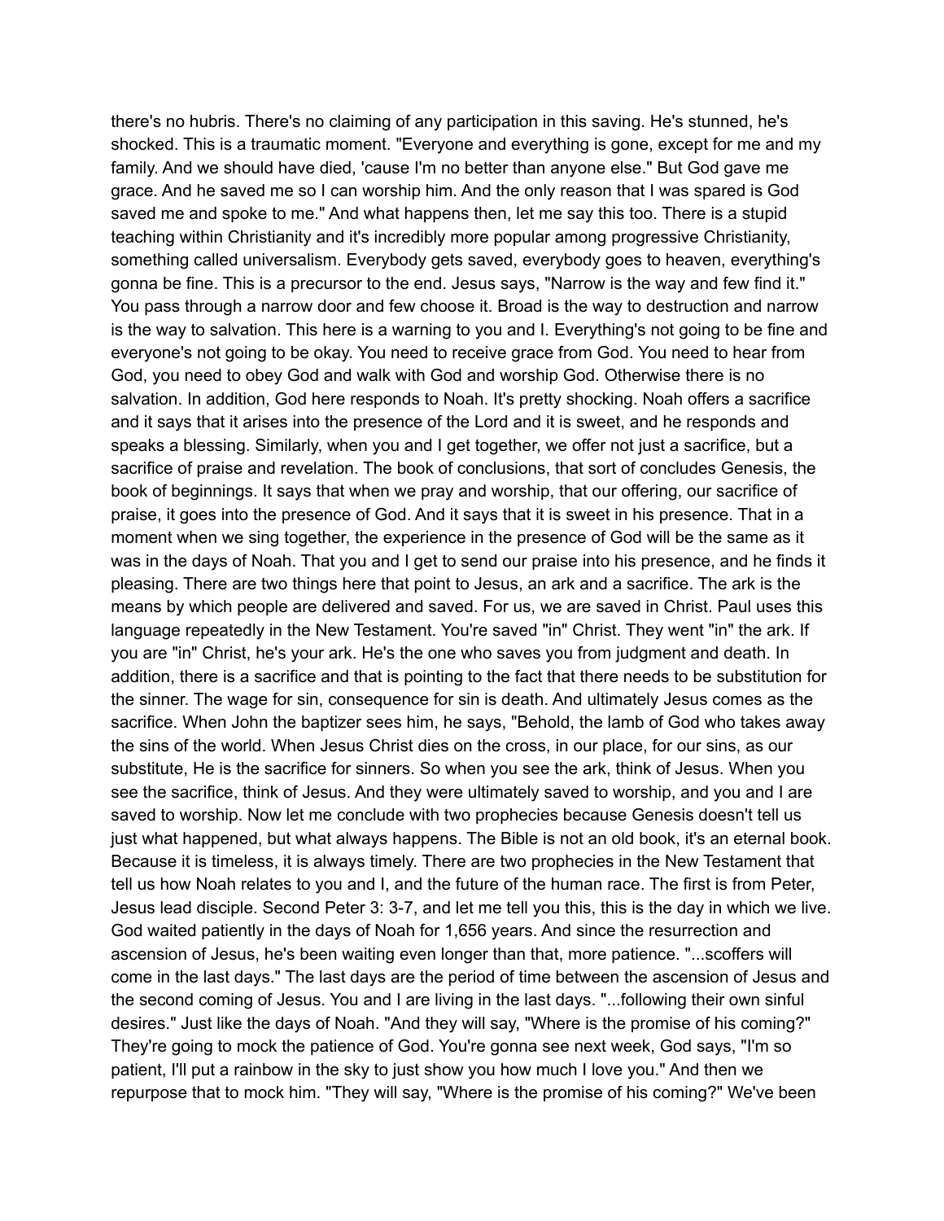there's no hubris. There's no claiming of any participation in this saving. He's stunned, he's shocked. This is a traumatic moment. "Everyone and everything is gone, except for me and my family. And we should have died, 'cause I'm no better than anyone else." But God gave me grace. And he saved me so I can worship him. And the only reason that I was spared is God saved me and spoke to me." And what happens then, let me say this too. There is a stupid teaching within Christianity and it's incredibly more popular among progressive Christianity, something called universalism. Everybody gets saved, everybody goes to heaven, everything's gonna be fine. This is a precursor to the end. Jesus says, "Narrow is the way and few find it." You pass through a narrow door and few choose it. Broad is the way to destruction and narrow is the way to salvation. This here is a warning to you and I. Everything's not going to be fine and everyone's not going to be okay. You need to receive grace from God. You need to hear from God, you need to obey God and walk with God and worship God. Otherwise there is no salvation. In addition, God here responds to Noah. It's pretty shocking. Noah offers a sacrifice and it says that it arises into the presence of the Lord and it is sweet, and he responds and speaks a blessing. Similarly, when you and I get together, we offer not just a sacrifice, but a sacrifice of praise and revelation. The book of conclusions, that sort of concludes Genesis, the book of beginnings. It says that when we pray and worship, that our offering, our sacrifice of praise, it goes into the presence of God. And it says that it is sweet in his presence. That in a moment when we sing together, the experience in the presence of God will be the same as it was in the days of Noah. That you and I get to send our praise into his presence, and he finds it pleasing. There are two things here that point to Jesus, an ark and a sacrifice. The ark is the means by which people are delivered and saved. For us, we are saved in Christ. Paul uses this language repeatedly in the New Testament. You're saved "in" Christ. They went "in" the ark. If you are "in" Christ, he's your ark. He's the one who saves you from judgment and death. In addition, there is a sacrifice and that is pointing to the fact that there needs to be substitution for the sinner. The wage for sin, consequence for sin is death. And ultimately Jesus comes as the sacrifice. When John the baptizer sees him, he says, "Behold, the lamb of God who takes away the sins of the world. When Jesus Christ dies on the cross, in our place, for our sins, as our substitute, He is the sacrifice for sinners. So when you see the ark, think of Jesus. When you see the sacrifice, think of Jesus. And they were ultimately saved to worship, and you and I are saved to worship. Now let me conclude with two prophecies because Genesis doesn't tell us just what happened, but what always happens. The Bible is not an old book, it's an eternal book. Because it is timeless, it is always timely. There are two prophecies in the New Testament that tell us how Noah relates to you and I, and the future of the human race. The first is from Peter, Jesus lead disciple. Second Peter 3: 3-7, and let me tell you this, this is the day in which we live. God waited patiently in the days of Noah for 1,656 years. And since the resurrection and ascension of Jesus, he's been waiting even longer than that, more patience. "...scoffers will come in the last days." The last days are the period of time between the ascension of Jesus and the second coming of Jesus. You and I are living in the last days. "...following their own sinful desires." Just like the days of Noah. "And they will say, "Where is the promise of his coming?" They're going to mock the patience of God. You're gonna see next week, God says, "I'm so patient, I'll put a rainbow in the sky to just show you how much I love you." And then we repurpose that to mock him. "They will say, "Where is the promise of his coming?" We've been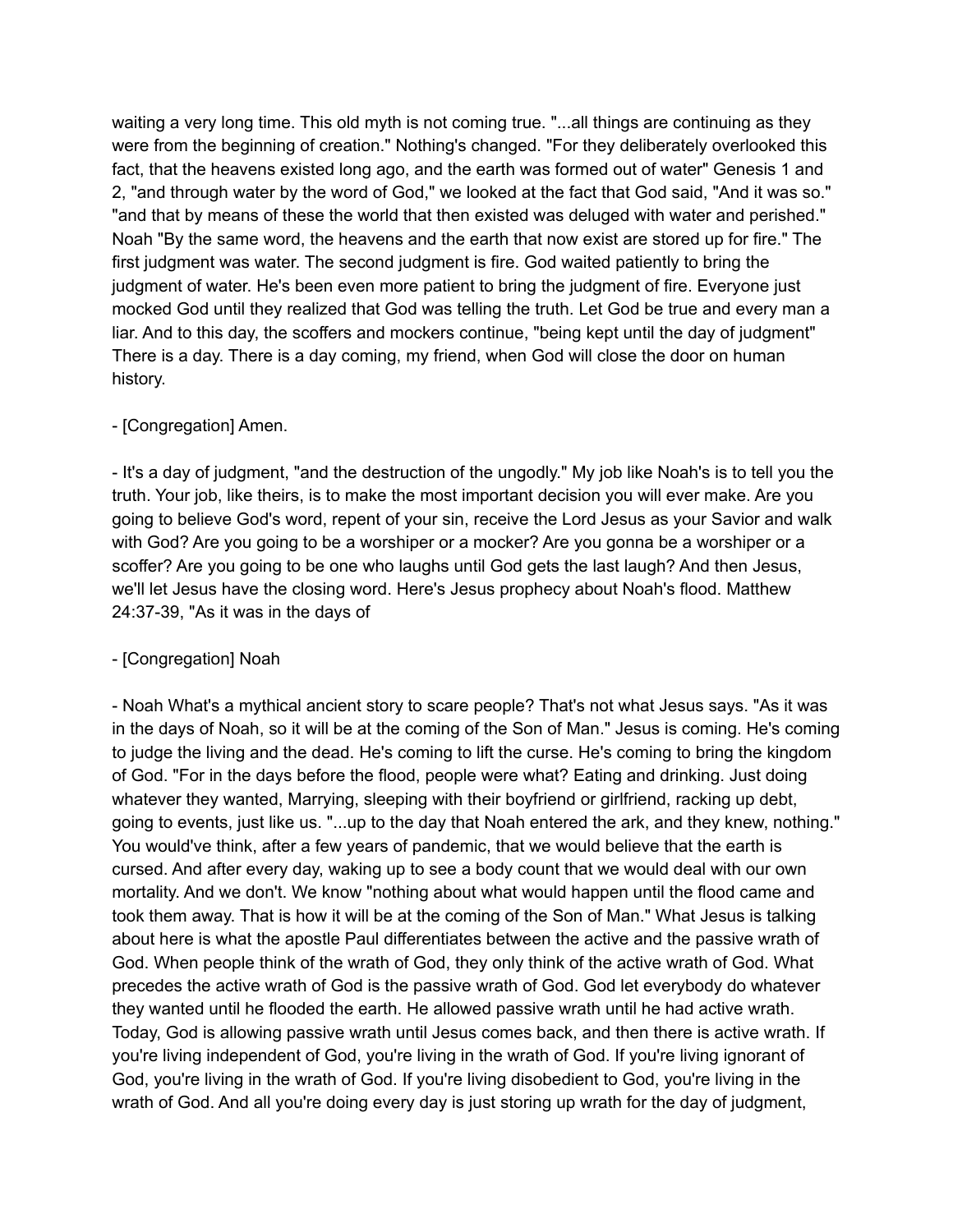waiting a very long time. This old myth is not coming true. "...all things are continuing as they were from the beginning of creation." Nothing's changed. "For they deliberately overlooked this fact, that the heavens existed long ago, and the earth was formed out of water" Genesis 1 and 2, "and through water by the word of God," we looked at the fact that God said, "And it was so." "and that by means of these the world that then existed was deluged with water and perished." Noah "By the same word, the heavens and the earth that now exist are stored up for fire." The first judgment was water. The second judgment is fire. God waited patiently to bring the judgment of water. He's been even more patient to bring the judgment of fire. Everyone just mocked God until they realized that God was telling the truth. Let God be true and every man a liar. And to this day, the scoffers and mockers continue, "being kept until the day of judgment" There is a day. There is a day coming, my friend, when God will close the door on human history.

- [Congregation] Amen.

- It's a day of judgment, "and the destruction of the ungodly." My job like Noah's is to tell you the truth. Your job, like theirs, is to make the most important decision you will ever make. Are you going to believe God's word, repent of your sin, receive the Lord Jesus as your Savior and walk with God? Are you going to be a worshiper or a mocker? Are you gonna be a worshiper or a scoffer? Are you going to be one who laughs until God gets the last laugh? And then Jesus, we'll let Jesus have the closing word. Here's Jesus prophecy about Noah's flood. Matthew 24:37-39, "As it was in the days of

- [Congregation] Noah

- Noah What's a mythical ancient story to scare people? That's not what Jesus says. "As it was in the days of Noah, so it will be at the coming of the Son of Man." Jesus is coming. He's coming to judge the living and the dead. He's coming to lift the curse. He's coming to bring the kingdom of God. "For in the days before the flood, people were what? Eating and drinking. Just doing whatever they wanted, Marrying, sleeping with their boyfriend or girlfriend, racking up debt, going to events, just like us. "...up to the day that Noah entered the ark, and they knew, nothing." You would've think, after a few years of pandemic, that we would believe that the earth is cursed. And after every day, waking up to see a body count that we would deal with our own mortality. And we don't. We know "nothing about what would happen until the flood came and took them away. That is how it will be at the coming of the Son of Man." What Jesus is talking about here is what the apostle Paul differentiates between the active and the passive wrath of God. When people think of the wrath of God, they only think of the active wrath of God. What precedes the active wrath of God is the passive wrath of God. God let everybody do whatever they wanted until he flooded the earth. He allowed passive wrath until he had active wrath. Today, God is allowing passive wrath until Jesus comes back, and then there is active wrath. If you're living independent of God, you're living in the wrath of God. If you're living ignorant of God, you're living in the wrath of God. If you're living disobedient to God, you're living in the wrath of God. And all you're doing every day is just storing up wrath for the day of judgment,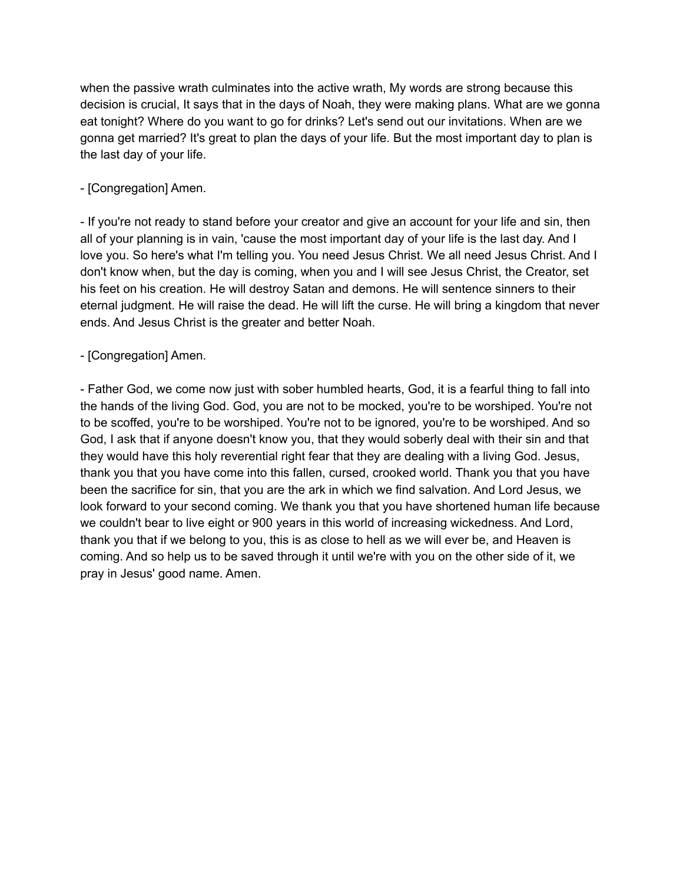when the passive wrath culminates into the active wrath, My words are strong because this decision is crucial, It says that in the days of Noah, they were making plans. What are we gonna eat tonight? Where do you want to go for drinks? Let's send out our invitations. When are we gonna get married? It's great to plan the days of your life. But the most important day to plan is the last day of your life.

- [Congregation] Amen.

- If you're not ready to stand before your creator and give an account for your life and sin, then all of your planning is in vain, 'cause the most important day of your life is the last day. And I love you. So here's what I'm telling you. You need Jesus Christ. We all need Jesus Christ. And I don't know when, but the day is coming, when you and I will see Jesus Christ, the Creator, set his feet on his creation. He will destroy Satan and demons. He will sentence sinners to their eternal judgment. He will raise the dead. He will lift the curse. He will bring a kingdom that never ends. And Jesus Christ is the greater and better Noah.

- [Congregation] Amen.

- Father God, we come now just with sober humbled hearts, God, it is a fearful thing to fall into the hands of the living God. God, you are not to be mocked, you're to be worshiped. You're not to be scoffed, you're to be worshiped. You're not to be ignored, you're to be worshiped. And so God, I ask that if anyone doesn't know you, that they would soberly deal with their sin and that they would have this holy reverential right fear that they are dealing with a living God. Jesus, thank you that you have come into this fallen, cursed, crooked world. Thank you that you have been the sacrifice for sin, that you are the ark in which we find salvation. And Lord Jesus, we look forward to your second coming. We thank you that you have shortened human life because we couldn't bear to live eight or 900 years in this world of increasing wickedness. And Lord, thank you that if we belong to you, this is as close to hell as we will ever be, and Heaven is coming. And so help us to be saved through it until we're with you on the other side of it, we pray in Jesus' good name. Amen.